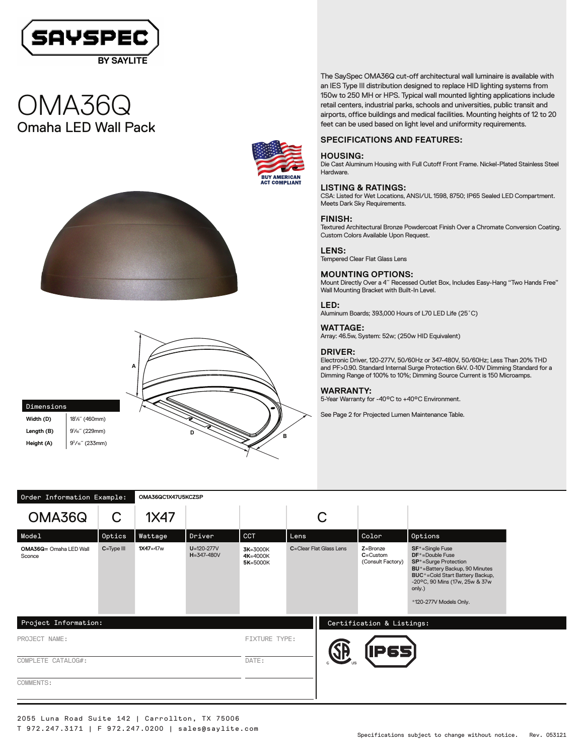SAYSPEC BY SAYLITE

# OMA36Q

## Omaha LED Wall Pack

BUY AMERICAN ACT COMPLIANT

The SaySpec OMA36Q cut-off architectural wall luminaire is available with an IES Type III distribution designed to replace HID lighting systems from 150w to 250 MH or HPS. Typical wall mounted lighting applications include retail centers, industrial parks, schools and universities, public transit and airports, office buildings and medical facilities. Mounting heights of 12 to 20 feet can be used based on light level and uniformity requirements.

### SPECIFICATIONS AND FEATURES:

**HOUSING:**
Die Cast Aluminum Housing with Full Cutoff Front Frame. Nickel-Plated Stainless Steel Hardware.

**LISTING & RATINGS:**
CSA: Listed for Wet Locations, ANSI/UL 1598, 8750; IP65 Sealed LED Compartment. Meets Dark Sky Requirements.

**FINISH:**
Textured Architectural Bronze Powdercoat Finish Over a Chromate Conversion Coating. Custom Colors Available Upon Request.

**LENS:**
Tempered Clear Flat Glass Lens

**MOUNTING OPTIONS:**
Mount Directly Over a 4″ Recessed Outlet Box, Includes Easy-Hang "Two Hands Free" Wall Mounting Bracket with Built-In Level.

**LED:**
Aluminum Boards; 393,000 Hours of L70 LED Life (25˚C)

**WATTAGE:**
Array: 46.5w, System: 52w; (250w HID Equivalent)

**DRIVER:**
Electronic Driver, 120-277V, 50/60Hz or 347-480V, 50/60Hz; Less Than 20% THD and PF>0.90. Standard Internal Surge Protection 6kV. 0-10V Dimming Standard for a Dimming Range of 100% to 10%; Dimming Source Current is 150 Microamps.

**WARRANTY:**
5-Year Warranty for -40ºC to +40ºC Environment.

See Page 2 for Projected Lumen Maintenance Table.

| Dimensions | |
|---|---|
| Width (D) | 18⅛″ (460mm) |
| Length (B) | 9 1/16″ (229mm) |
| Height (A) | 9 3/16″ (233mm) |

**Order Information Example:** OMA36QC1X47U5KCZSP

| Model | Optics | Wattage | Driver | CCT | Lens | Color | Options |
|---|---|---|---|---|---|---|---|
| OMA36Q | C | 1X47 | | | C | | |
| **OMA36Q**= Omaha LED Wall Sconce | **C**=Type III | **1X47**=47w | **U**=120-277V<br>**H**=347-480V | **3K**=3000K<br>**4K**=4000K<br>**5K**=5000K | **C**=Clear Flat Glass Lens | **Z**=Bronze<br>**C**=Custom (Consult Factory) | **SF**\*=Single Fuse<br>**DF**\*=Double Fuse<br>**SP**\*=Surge Protection<br>**BU**\*=Battery Backup, 90 Minutes<br>**BUC**\*=Cold Start Battery Backup, -20ºC, 90 Mins (17w, 25w & 37w only.)<br><br>\*120-277V Models Only. |

**Project Information:**

PROJECT NAME:

FIXTURE TYPE:

COMPLETE CATALOG#:

DATE:

COMMENTS:

**Certification & Listings:**

CSA c us, IP65

2055 Luna Road Suite 142 | Carrollton, TX 75006
T 972.247.3171 | F 972.247.0200 | sales@saylite.com

Specifications subject to change without notice. Rev. 053121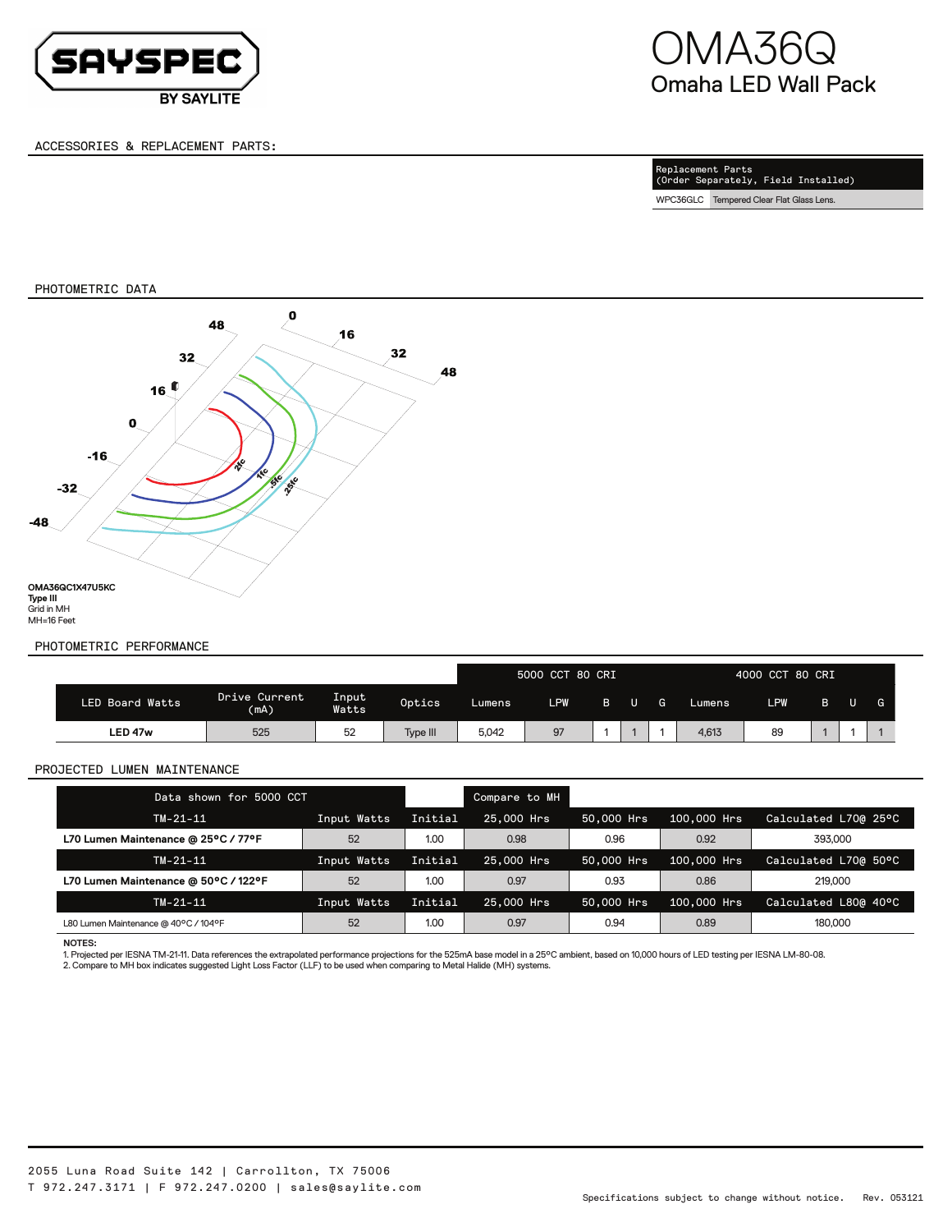# OMA36Q

## Omaha LED Wall Pack

### ACCESSORIES & REPLACEMENT PARTS:

| Replacement Parts (Order Separately, Field Installed) | |
|---|---|
| WPC36GLC | Tempered Clear Flat Glass Lens. |

### PHOTOMETRIC DATA

48
0
16
32
48
32
16
0
-16
-32
-48
2fc
1fc
.5fc
.25fc

**OMA36QC1X47U5KC**
**Type III**
Grid in MH
MH=16 Feet

### PHOTOMETRIC PERFORMANCE

| | | | | 5000 CCT 80 CRI | | | | | 4000 CCT 80 CRI | | | | |
|---|---|---|---|---|---|---|---|---|---|---|---|---|---|
| LED Board Watts | Drive Current (mA) | Input Watts | Optics | Lumens | LPW | B | U | G | Lumens | LPW | B | U | G |
| **LED 47w** | 525 | 52 | Type III | 5,042 | 97 | 1 | 1 | 1 | 4,613 | 89 | 1 | 1 | 1 |

### PROJECTED LUMEN MAINTENANCE

| Data shown for 5000 CCT | | | Compare to MH | | | |
|---|---|---|---|---|---|---|
| TM-21-11 | Input Watts | Initial | 25,000 Hrs | 50,000 Hrs | 100,000 Hrs | Calculated L70@ 25°C |
| **L70 Lumen Maintenance @ 25°C / 77°F** | 52 | 1.00 | 0.98 | 0.96 | 0.92 | 393,000 |
| TM-21-11 | Input Watts | Initial | 25,000 Hrs | 50,000 Hrs | 100,000 Hrs | Calculated L70@ 50°C |
| **L70 Lumen Maintenance @ 50°C / 122°F** | 52 | 1.00 | 0.97 | 0.93 | 0.86 | 219,000 |
| TM-21-11 | Input Watts | Initial | 25,000 Hrs | 50,000 Hrs | 100,000 Hrs | Calculated L80@ 40°C |
| L80 Lumen Maintenance @ 40°C / 104°F | 52 | 1.00 | 0.97 | 0.94 | 0.89 | 180,000 |

**NOTES:**
1. Projected per IESNA TM-21-11. Data references the extrapolated performance projections for the 525mA base model in a 25°C ambient, based on 10,000 hours of LED testing per IESNA LM-80-08.
2. Compare to MH box indicates suggested Light Loss Factor (LLF) to be used when comparing to Metal Halide (MH) systems.

2055 Luna Road Suite 142 | Carrollton, TX 75006
T 972.247.3171 | F 972.247.0200 | sales@saylite.com

Specifications subject to change without notice. Rev. 053121